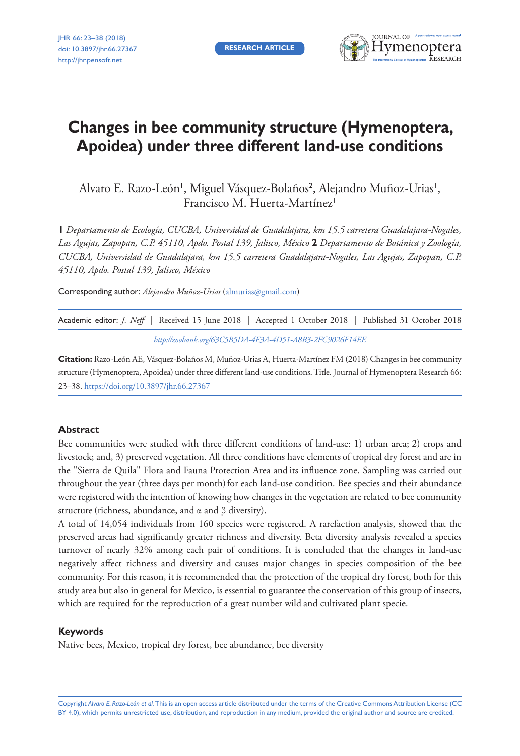RESEARCH ARTICLE

# Changes in bee community structure (Hymenoptera, Apoidea) under three different land-use conditions

Alvaro E. Razo-León[1], Miguel Vásquez-Bolaños[2], Alejandro Muñoz-Urias[1], Francisco M. Huerta-Martínez[1]

**1** *Departamento de Ecología, CUCBA, Universidad de Guadalajara, km 15.5 carretera Guadalajara-Nogales, Las Agujas, Zapopan, C.P. 45110, Apdo. Postal 139, Jalisco, México* **2** *Departamento de Botánica y Zoología, CUCBA, Universidad de Guadalajara, km 15.5 carretera Guadalajara-Nogales, Las Agujas, Zapopan, C.P. 45110, Apdo. Postal 139, Jalisco, México*

Corresponding author: *Alejandro Muñoz-Urias* (almurias@gmail.com)

Academic editor: *J. Neff* | Received 15 June 2018 | Accepted 1 October 2018 | Published 31 October 2018

*http://zoobank.org/63C5B5DA-4E3A-4D51-A8B3-2FC9026F14EE*

**Citation:** Razo-León AE, Vásquez-Bolaños M, Muñoz-Urias A, Huerta-Martínez FM (2018) Changes in bee community structure (Hymenoptera, Apoidea) under three different land-use conditions. Title. Journal of Hymenoptera Research 66: 23–38. https://doi.org/10.3897/jhr.66.27367

## Abstract

Bee communities were studied with three different conditions of land-use: 1) urban area; 2) crops and livestock; and, 3) preserved vegetation. All three conditions have elements of tropical dry forest and are in the "Sierra de Quila" Flora and Fauna Protection Area and its influence zone. Sampling was carried out throughout the year (three days per month) for each land-use condition. Bee species and their abundance were registered with the intention of knowing how changes in the vegetation are related to bee community structure (richness, abundance, and α and β diversity).

A total of 14,054 individuals from 160 species were registered. A rarefaction analysis, showed that the preserved areas had significantly greater richness and diversity. Beta diversity analysis revealed a species turnover of nearly 32% among each pair of conditions. It is concluded that the changes in land-use negatively affect richness and diversity and causes major changes in species composition of the bee community. For this reason, it is recommended that the protection of the tropical dry forest, both for this study area but also in general for Mexico, is essential to guarantee the conservation of this group of insects, which are required for the reproduction of a great number wild and cultivated plant specie.

## Keywords

Native bees, Mexico, tropical dry forest, bee abundance, bee diversity

Copyright *Alvaro E. Razo-León et al.* This is an open access article distributed under the terms of the Creative Commons Attribution License (CC BY 4.0), which permits unrestricted use, distribution, and reproduction in any medium, provided the original author and source are credited.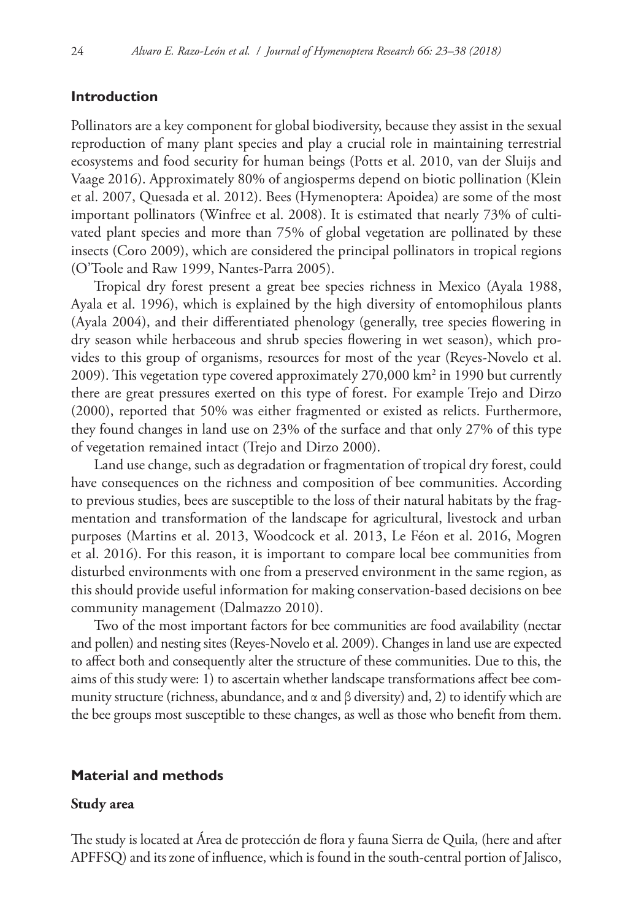## Introduction

Pollinators are a key component for global biodiversity, because they assist in the sexual reproduction of many plant species and play a crucial role in maintaining terrestrial ecosystems and food security for human beings (Potts et al. 2010, van der Sluijs and Vaage 2016). Approximately 80% of angiosperms depend on biotic pollination (Klein et al. 2007, Quesada et al. 2012). Bees (Hymenoptera: Apoidea) are some of the most important pollinators (Winfree et al. 2008). It is estimated that nearly 73% of cultivated plant species and more than 75% of global vegetation are pollinated by these insects (Coro 2009), which are considered the principal pollinators in tropical regions (O'Toole and Raw 1999, Nantes-Parra 2005).

Tropical dry forest present a great bee species richness in Mexico (Ayala 1988, Ayala et al. 1996), which is explained by the high diversity of entomophilous plants (Ayala 2004), and their differentiated phenology (generally, tree species flowering in dry season while herbaceous and shrub species flowering in wet season), which provides to this group of organisms, resources for most of the year (Reyes-Novelo et al. 2009). This vegetation type covered approximately 270,000 km$^2$ in 1990 but currently there are great pressures exerted on this type of forest. For example Trejo and Dirzo (2000), reported that 50% was either fragmented or existed as relicts. Furthermore, they found changes in land use on 23% of the surface and that only 27% of this type of vegetation remained intact (Trejo and Dirzo 2000).

Land use change, such as degradation or fragmentation of tropical dry forest, could have consequences on the richness and composition of bee communities. According to previous studies, bees are susceptible to the loss of their natural habitats by the fragmentation and transformation of the landscape for agricultural, livestock and urban purposes (Martins et al. 2013, Woodcock et al. 2013, Le Féon et al. 2016, Mogren et al. 2016). For this reason, it is important to compare local bee communities from disturbed environments with one from a preserved environment in the same region, as this should provide useful information for making conservation-based decisions on bee community management (Dalmazzo 2010).

Two of the most important factors for bee communities are food availability (nectar and pollen) and nesting sites (Reyes-Novelo et al. 2009). Changes in land use are expected to affect both and consequently alter the structure of these communities. Due to this, the aims of this study were: 1) to ascertain whether landscape transformations affect bee community structure (richness, abundance, and α and β diversity) and, 2) to identify which are the bee groups most susceptible to these changes, as well as those who benefit from them.

## Material and methods

### Study area

The study is located at Área de protección de flora y fauna Sierra de Quila, (here and after APFFSQ) and its zone of influence, which is found in the south-central portion of Jalisco,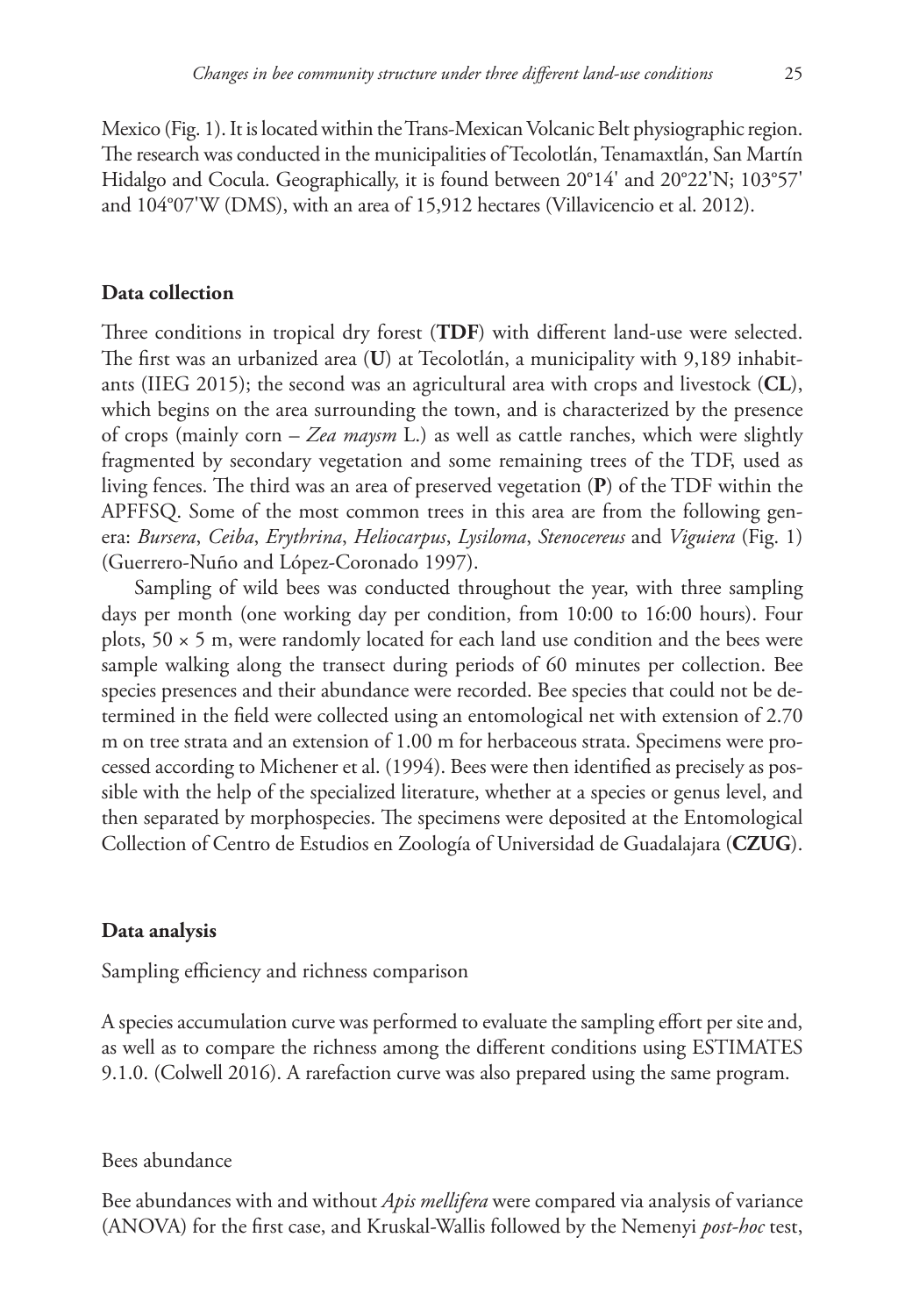Mexico (Fig. 1). It is located within the Trans-Mexican Volcanic Belt physiographic region. The research was conducted in the municipalities of Tecolotlán, Tenamaxtlán, San Martín Hidalgo and Cocula. Geographically, it is found between 20°14' and 20°22'N; 103°57' and 104°07'W (DMS), with an area of 15,912 hectares (Villavicencio et al. 2012).

## Data collection

Three conditions in tropical dry forest (**TDF**) with different land-use were selected. The first was an urbanized area (**U**) at Tecolotlán, a municipality with 9,189 inhabitants (IIEG 2015); the second was an agricultural area with crops and livestock (**CL**), which begins on the area surrounding the town, and is characterized by the presence of crops (mainly corn – *Zea maysm* L.) as well as cattle ranches, which were slightly fragmented by secondary vegetation and some remaining trees of the TDF, used as living fences. The third was an area of preserved vegetation (**P**) of the TDF within the APFFSQ. Some of the most common trees in this area are from the following genera: *Bursera*, *Ceiba*, *Erythrina*, *Heliocarpus*, *Lysiloma*, *Stenocereus* and *Viguiera* (Fig. 1) (Guerrero-Nuño and López-Coronado 1997).

Sampling of wild bees was conducted throughout the year, with three sampling days per month (one working day per condition, from 10:00 to 16:00 hours). Four plots, 50 × 5 m, were randomly located for each land use condition and the bees were sample walking along the transect during periods of 60 minutes per collection. Bee species presences and their abundance were recorded. Bee species that could not be determined in the field were collected using an entomological net with extension of 2.70 m on tree strata and an extension of 1.00 m for herbaceous strata. Specimens were processed according to Michener et al. (1994). Bees were then identified as precisely as possible with the help of the specialized literature, whether at a species or genus level, and then separated by morphospecies. The specimens were deposited at the Entomological Collection of Centro de Estudios en Zoología of Universidad de Guadalajara (**CZUG**).

## Data analysis

### Sampling efficiency and richness comparison

A species accumulation curve was performed to evaluate the sampling effort per site and, as well as to compare the richness among the different conditions using ESTIMATES 9.1.0. (Colwell 2016). A rarefaction curve was also prepared using the same program.

### Bees abundance

Bee abundances with and without *Apis mellifera* were compared via analysis of variance (ANOVA) for the first case, and Kruskal-Wallis followed by the Nemenyi *post-hoc* test,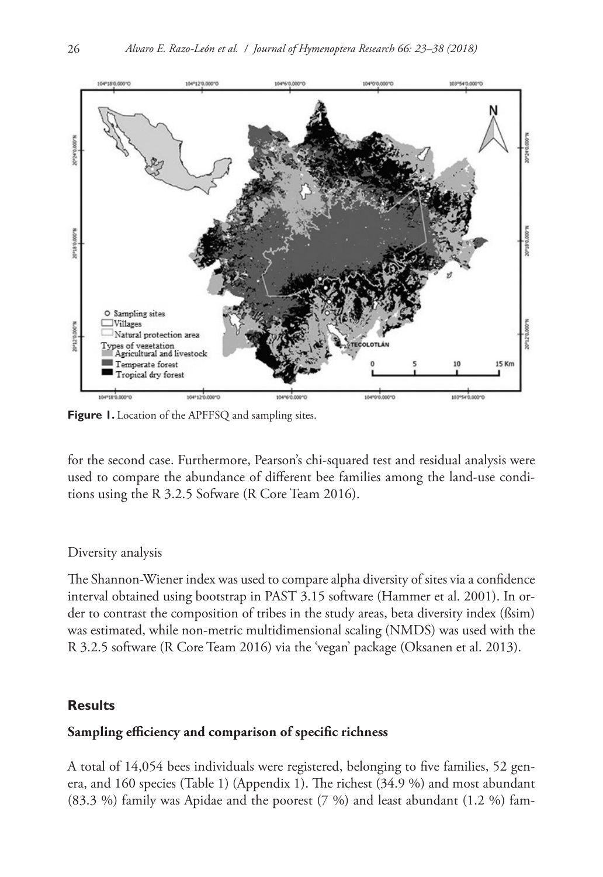Figure 1. Location of the APFFSQ and sampling sites.

for the second case. Furthermore, Pearson's chi-squared test and residual analysis were used to compare the abundance of different bee families among the land-use conditions using the R 3.2.5 Sofware (R Core Team 2016).

### Diversity analysis

The Shannon-Wiener index was used to compare alpha diversity of sites via a confidence interval obtained using bootstrap in PAST 3.15 software (Hammer et al. 2001). In order to contrast the composition of tribes in the study areas, beta diversity index (ßsim) was estimated, while non-metric multidimensional scaling (NMDS) was used with the R 3.2.5 software (R Core Team 2016) via the 'vegan' package (Oksanen et al. 2013).

## Results

### Sampling efficiency and comparison of specific richness

A total of 14,054 bees individuals were registered, belonging to five families, 52 genera, and 160 species (Table 1) (Appendix 1). The richest (34.9 %) and most abundant (83.3 %) family was Apidae and the poorest (7 %) and least abundant (1.2 %) fam-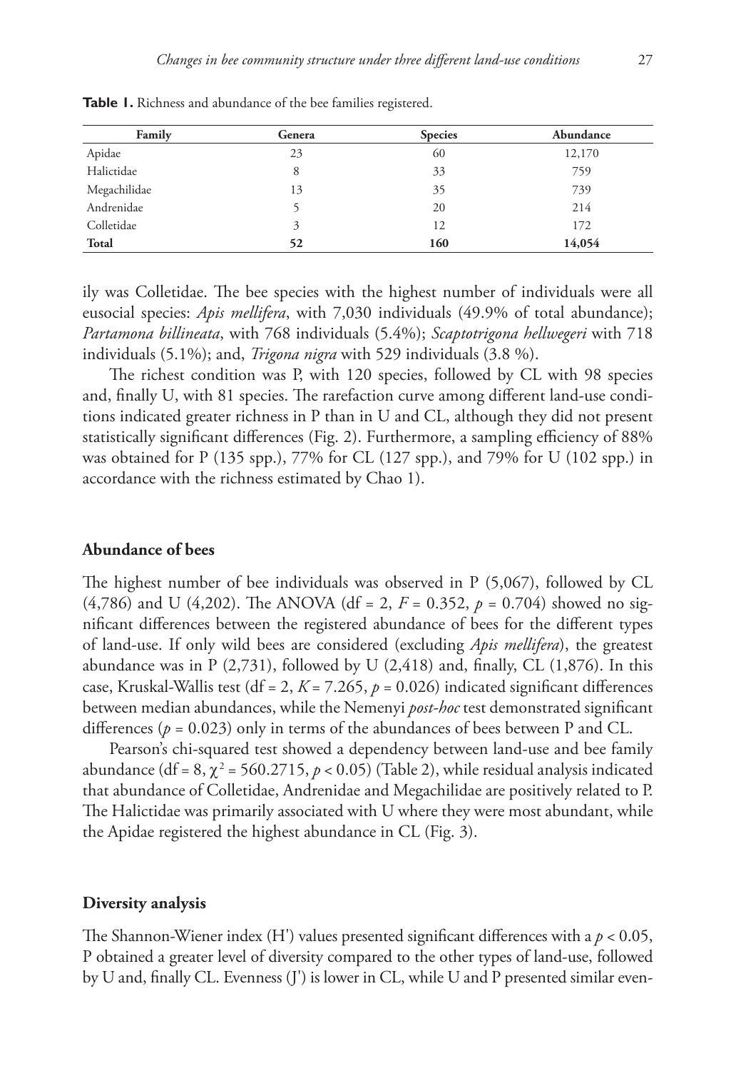**Table 1.** Richness and abundance of the bee families registered.

| Family | Genera | Species | Abundance |
|---|---|---|---|
| Apidae | 23 | 60 | 12,170 |
| Halictidae | 8 | 33 | 759 |
| Megachilidae | 13 | 35 | 739 |
| Andrenidae | 5 | 20 | 214 |
| Colletidae | 3 | 12 | 172 |
| **Total** | **52** | **160** | **14,054** |

ily was Colletidae. The bee species with the highest number of individuals were all eusocial species: *Apis mellifera*, with 7,030 individuals (49.9% of total abundance); *Partamona billineata*, with 768 individuals (5.4%); *Scaptotrigona hellwegeri* with 718 individuals (5.1%); and, *Trigona nigra* with 529 individuals (3.8 %).

The richest condition was P, with 120 species, followed by CL with 98 species and, finally U, with 81 species. The rarefaction curve among different land-use conditions indicated greater richness in P than in U and CL, although they did not present statistically significant differences (Fig. 2). Furthermore, a sampling efficiency of 88% was obtained for P (135 spp.), 77% for CL (127 spp.), and 79% for U (102 spp.) in accordance with the richness estimated by Chao 1).

## Abundance of bees

The highest number of bee individuals was observed in P (5,067), followed by CL (4,786) and U (4,202). The ANOVA (df = 2, $F = 0.352$, $p = 0.704$) showed no significant differences between the registered abundance of bees for the different types of land-use. If only wild bees are considered (excluding *Apis mellifera*), the greatest abundance was in P (2,731), followed by U (2,418) and, finally, CL (1,876). In this case, Kruskal-Wallis test (df = 2, $K = 7.265$, $p = 0.026$) indicated significant differences between median abundances, while the Nemenyi *post-hoc* test demonstrated significant differences ($p = 0.023$) only in terms of the abundances of bees between P and CL.

Pearson's chi-squared test showed a dependency between land-use and bee family abundance (df = 8, $\chi^2 = 560.2715$, $p < 0.05$) (Table 2), while residual analysis indicated that abundance of Colletidae, Andrenidae and Megachilidae are positively related to P. The Halictidae was primarily associated with U where they were most abundant, while the Apidae registered the highest abundance in CL (Fig. 3).

## Diversity analysis

The Shannon-Wiener index (H') values presented significant differences with a $p < 0.05$, P obtained a greater level of diversity compared to the other types of land-use, followed by U and, finally CL. Evenness (J') is lower in CL, while U and P presented similar even-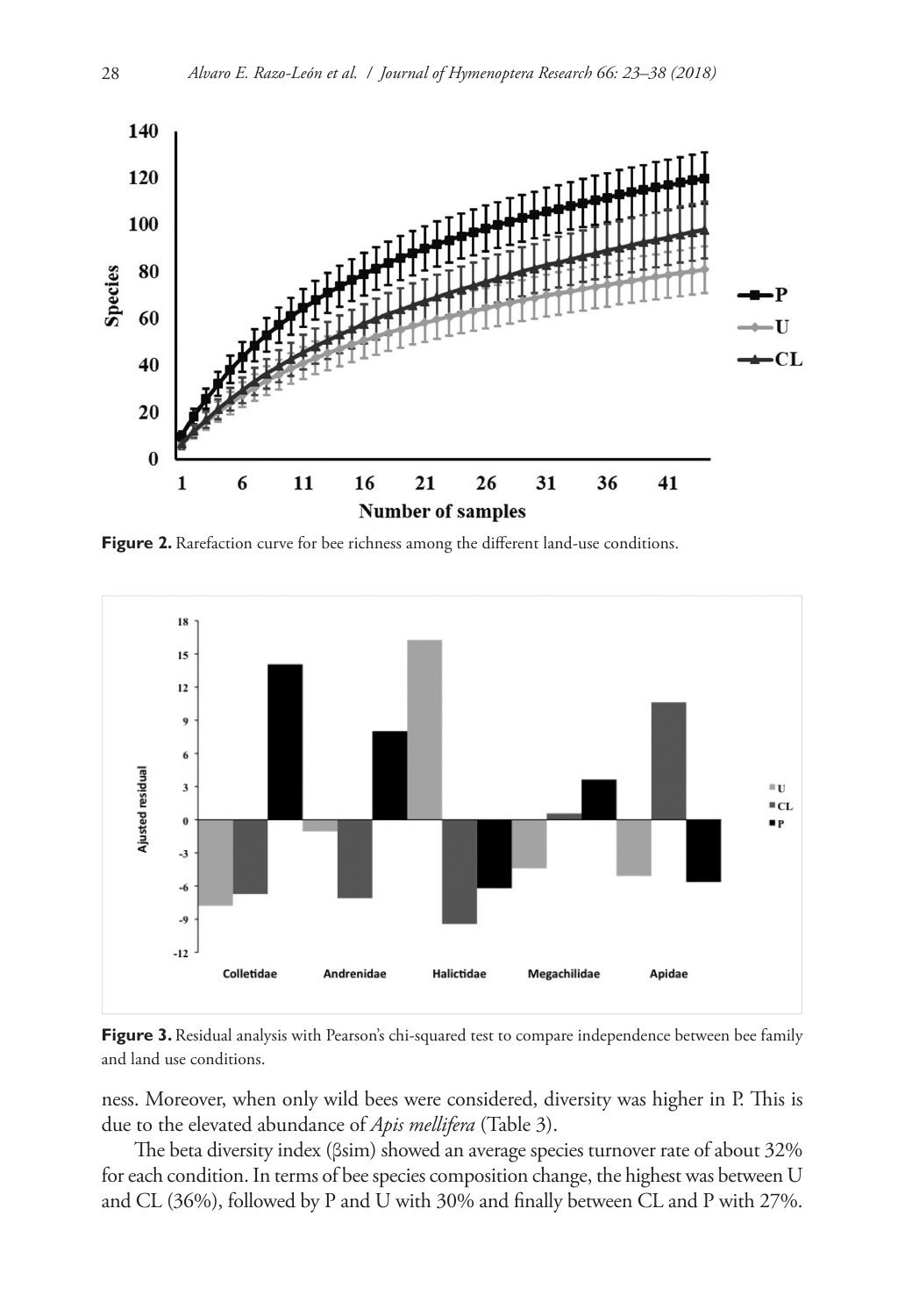Species

140
120
100
80
60
40
20
0

1 6 11 16 21 26 31 36 41

Number of samples

P
U
CL

**Figure 2.** Rarefaction curve for bee richness among the different land-use conditions.

Ajusted residual

18
15
12
9
6
3
0
-3
-6
-9
-12

Colletidae Andrenidae Halictidae Megachilidae Apidae

U
CL
P

**Figure 3.** Residual analysis with Pearson's chi-squared test to compare independence between bee family and land use conditions.

ness. Moreover, when only wild bees were considered, diversity was higher in P. This is due to the elevated abundance of *Apis mellifera* (Table 3).

The beta diversity index (βsim) showed an average species turnover rate of about 32% for each condition. In terms of bee species composition change, the highest was between U and CL (36%), followed by P and U with 30% and finally between CL and P with 27%.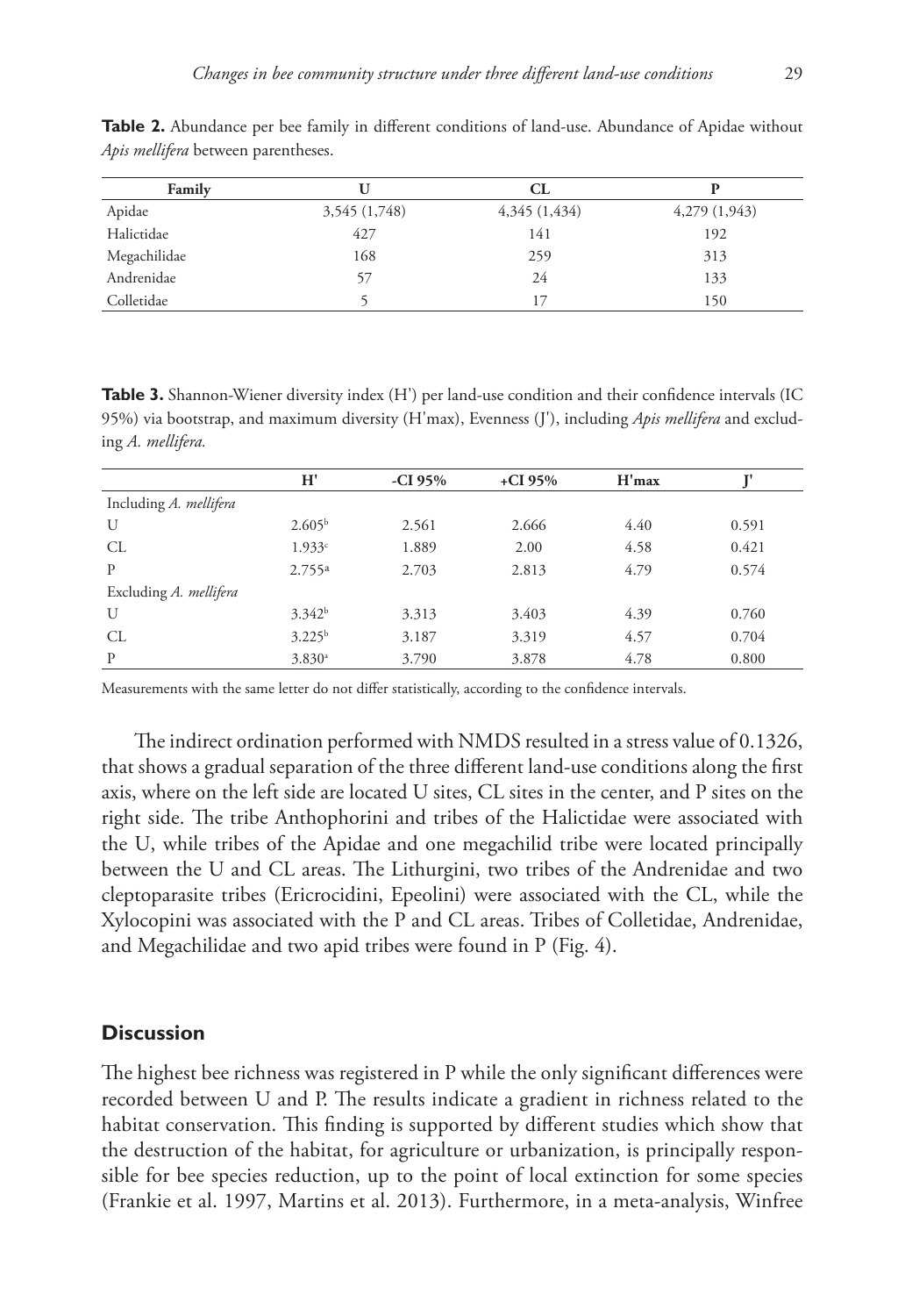**Table 2.** Abundance per bee family in different conditions of land-use. Abundance of Apidae without *Apis mellifera* between parentheses.

| Family | U | CL | P |
|---|---|---|---|
| Apidae | 3,545 (1,748) | 4,345 (1,434) | 4,279 (1,943) |
| Halictidae | 427 | 141 | 192 |
| Megachilidae | 168 | 259 | 313 |
| Andrenidae | 57 | 24 | 133 |
| Colletidae | 5 | 17 | 150 |

**Table 3.** Shannon-Wiener diversity index (H') per land-use condition and their confidence intervals (IC 95%) via bootstrap, and maximum diversity (H'max), Evenness (J'), including *Apis mellifera* and excluding *A. mellifera.*

| | H' | -CI 95% | +CI 95% | H'max | J' |
|---|---|---|---|---|---|
| Including *A. mellifera* | | | | | |
| U | 2.605[b] | 2.561 | 2.666 | 4.40 | 0.591 |
| CL | 1.933[c] | 1.889 | 2.00 | 4.58 | 0.421 |
| P | 2.755[a] | 2.703 | 2.813 | 4.79 | 0.574 |
| Excluding *A. mellifera* | | | | | |
| U | 3.342[b] | 3.313 | 3.403 | 4.39 | 0.760 |
| CL | 3.225[b] | 3.187 | 3.319 | 4.57 | 0.704 |
| P | 3.830[a] | 3.790 | 3.878 | 4.78 | 0.800 |

Measurements with the same letter do not differ statistically, according to the confidence intervals.

The indirect ordination performed with NMDS resulted in a stress value of 0.1326, that shows a gradual separation of the three different land-use conditions along the first axis, where on the left side are located U sites, CL sites in the center, and P sites on the right side. The tribe Anthophorini and tribes of the Halictidae were associated with the U, while tribes of the Apidae and one megachilid tribe were located principally between the U and CL areas. The Lithurgini, two tribes of the Andrenidae and two cleptoparasite tribes (Ericrocidini, Epeolini) were associated with the CL, while the Xylocopini was associated with the P and CL areas. Tribes of Colletidae, Andrenidae, and Megachilidae and two apid tribes were found in P (Fig. 4).

## Discussion

The highest bee richness was registered in P while the only significant differences were recorded between U and P. The results indicate a gradient in richness related to the habitat conservation. This finding is supported by different studies which show that the destruction of the habitat, for agriculture or urbanization, is principally responsible for bee species reduction, up to the point of local extinction for some species (Frankie et al. 1997, Martins et al. 2013). Furthermore, in a meta-analysis, Winfree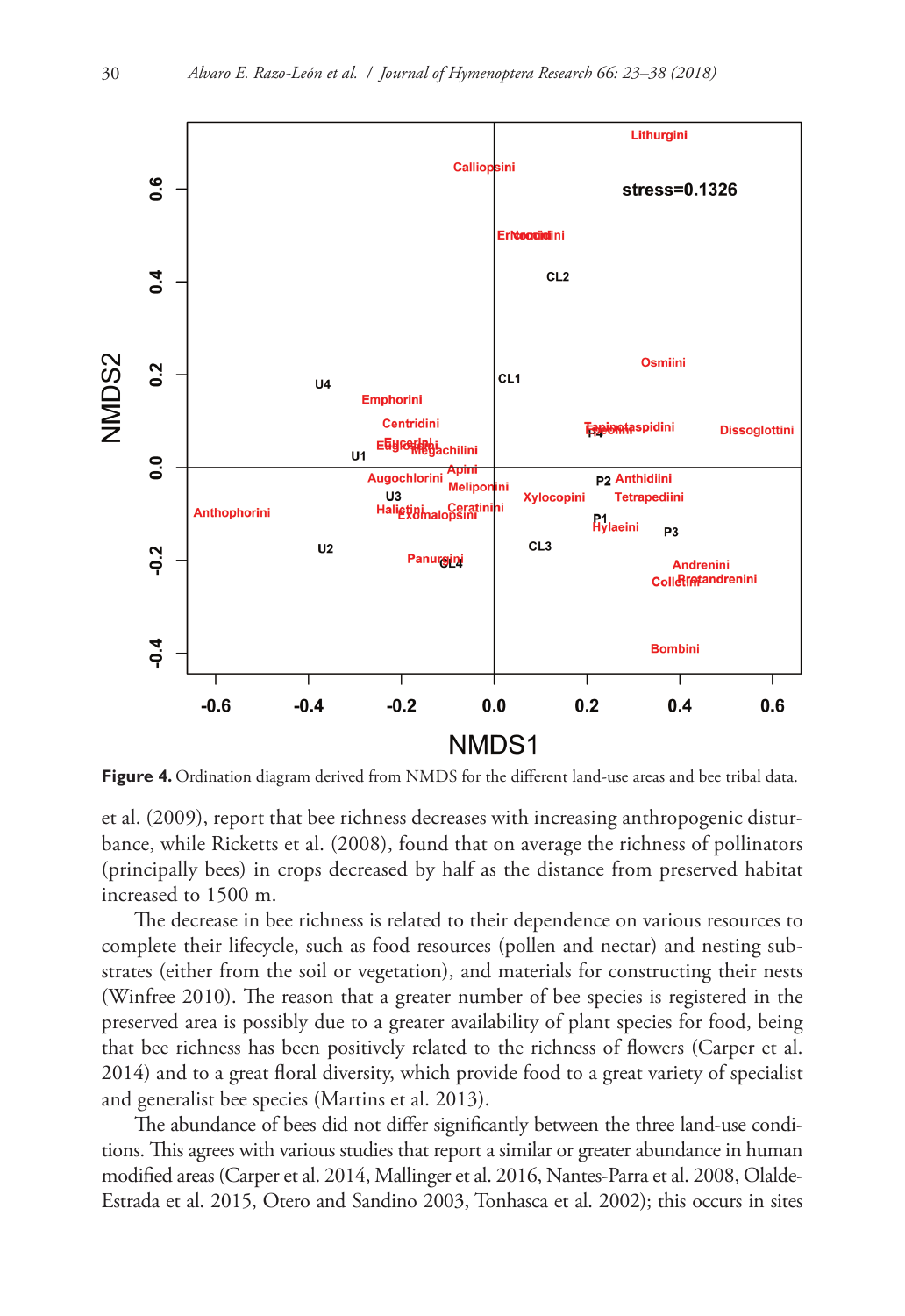stress=0.1326

NMDS2

NMDS1

0.6
0.4
0.2
0.0
-0.2
-0.4

-0.6
-0.4
-0.2
0.0
0.2
0.4
0.6

Lithurgini
Calliopsini
Ericrocidini
Nomadini
CL2
Osmiini
U4
CL1
Emphorini
Centridini
Tapinotaspidini
Tetralonini
P4
Dissoglottini
Eucerini
Euglossini
Megachilini
U1
Apini
Augochlorini
P2
Anthidiini
Meliponini
U3
Xylocopini
Tetrapediini
Anthophorini
Halictini
Exomalopsini
Ceratinini
P1
Hylaeini
P3
U2
CL3
Panurgini
CL4
Andrenini
Colletini
Protandrenini
Bombini

**Figure 4.** Ordination diagram derived from NMDS for the different land-use areas and bee tribal data.

et al. (2009), report that bee richness decreases with increasing anthropogenic disturbance, while Ricketts et al. (2008), found that on average the richness of pollinators (principally bees) in crops decreased by half as the distance from preserved habitat increased to 1500 m.

The decrease in bee richness is related to their dependence on various resources to complete their lifecycle, such as food resources (pollen and nectar) and nesting substrates (either from the soil or vegetation), and materials for constructing their nests (Winfree 2010). The reason that a greater number of bee species is registered in the preserved area is possibly due to a greater availability of plant species for food, being that bee richness has been positively related to the richness of flowers (Carper et al. 2014) and to a great floral diversity, which provide food to a great variety of specialist and generalist bee species (Martins et al. 2013).

The abundance of bees did not differ significantly between the three land-use conditions. This agrees with various studies that report a similar or greater abundance in human modified areas (Carper et al. 2014, Mallinger et al. 2016, Nantes-Parra et al. 2008, Olalde-Estrada et al. 2015, Otero and Sandino 2003, Tonhasca et al. 2002); this occurs in sites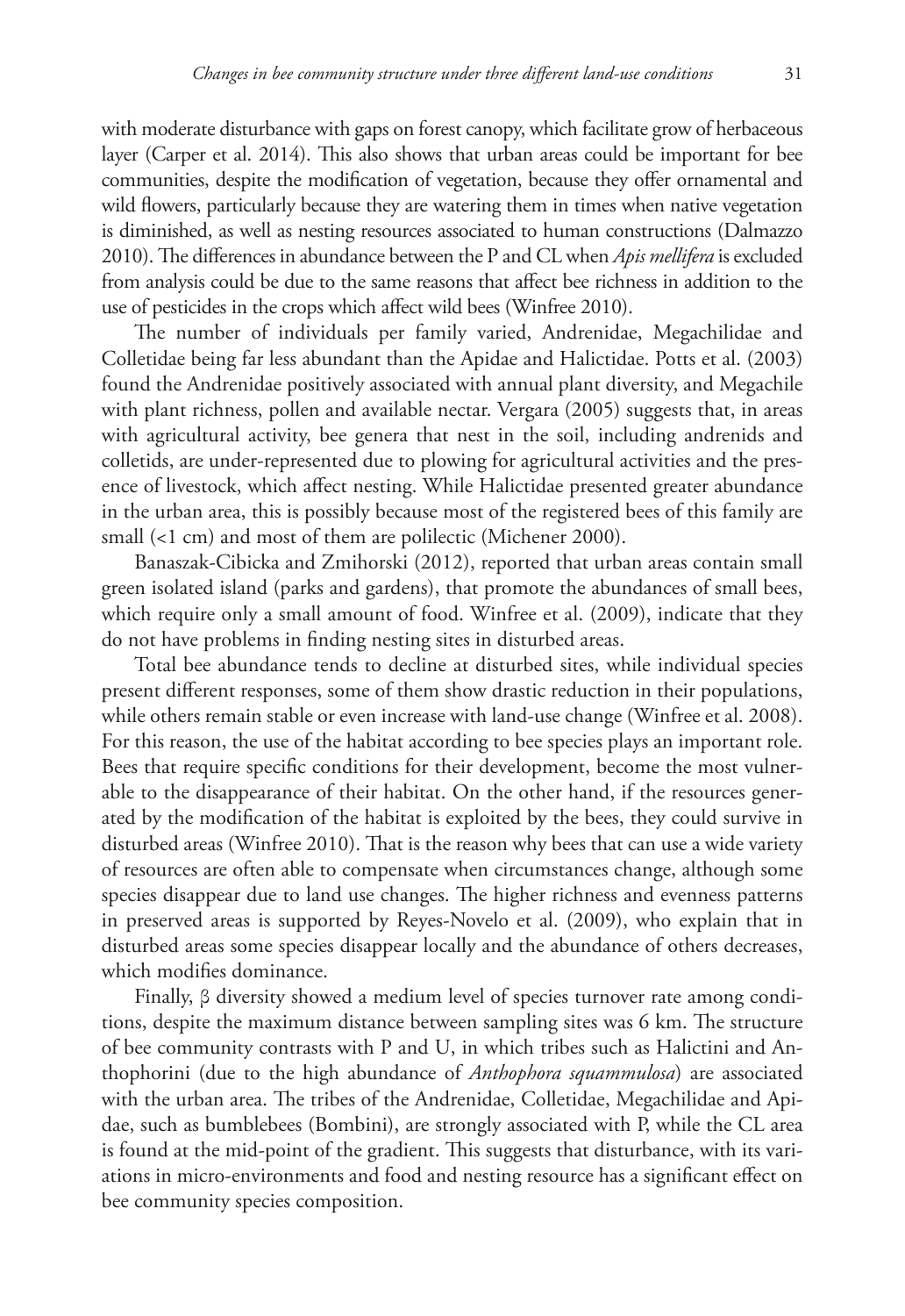with moderate disturbance with gaps on forest canopy, which facilitate grow of herbaceous layer (Carper et al. 2014). This also shows that urban areas could be important for bee communities, despite the modification of vegetation, because they offer ornamental and wild flowers, particularly because they are watering them in times when native vegetation is diminished, as well as nesting resources associated to human constructions (Dalmazzo 2010). The differences in abundance between the P and CL when *Apis mellifera* is excluded from analysis could be due to the same reasons that affect bee richness in addition to the use of pesticides in the crops which affect wild bees (Winfree 2010).

The number of individuals per family varied, Andrenidae, Megachilidae and Colletidae being far less abundant than the Apidae and Halictidae. Potts et al. (2003) found the Andrenidae positively associated with annual plant diversity, and Megachile with plant richness, pollen and available nectar. Vergara (2005) suggests that, in areas with agricultural activity, bee genera that nest in the soil, including andrenids and colletids, are under-represented due to plowing for agricultural activities and the presence of livestock, which affect nesting. While Halictidae presented greater abundance in the urban area, this is possibly because most of the registered bees of this family are small (<1 cm) and most of them are polilectic (Michener 2000).

Banaszak-Cibicka and Zmihorski (2012), reported that urban areas contain small green isolated island (parks and gardens), that promote the abundances of small bees, which require only a small amount of food. Winfree et al. (2009), indicate that they do not have problems in finding nesting sites in disturbed areas.

Total bee abundance tends to decline at disturbed sites, while individual species present different responses, some of them show drastic reduction in their populations, while others remain stable or even increase with land-use change (Winfree et al. 2008). For this reason, the use of the habitat according to bee species plays an important role. Bees that require specific conditions for their development, become the most vulnerable to the disappearance of their habitat. On the other hand, if the resources generated by the modification of the habitat is exploited by the bees, they could survive in disturbed areas (Winfree 2010). That is the reason why bees that can use a wide variety of resources are often able to compensate when circumstances change, although some species disappear due to land use changes. The higher richness and evenness patterns in preserved areas is supported by Reyes-Novelo et al. (2009), who explain that in disturbed areas some species disappear locally and the abundance of others decreases, which modifies dominance.

Finally, β diversity showed a medium level of species turnover rate among conditions, despite the maximum distance between sampling sites was 6 km. The structure of bee community contrasts with P and U, in which tribes such as Halictini and Anthophorini (due to the high abundance of *Anthophora squammulosa*) are associated with the urban area. The tribes of the Andrenidae, Colletidae, Megachilidae and Apidae, such as bumblebees (Bombini), are strongly associated with P, while the CL area is found at the mid-point of the gradient. This suggests that disturbance, with its variations in micro-environments and food and nesting resource has a significant effect on bee community species composition.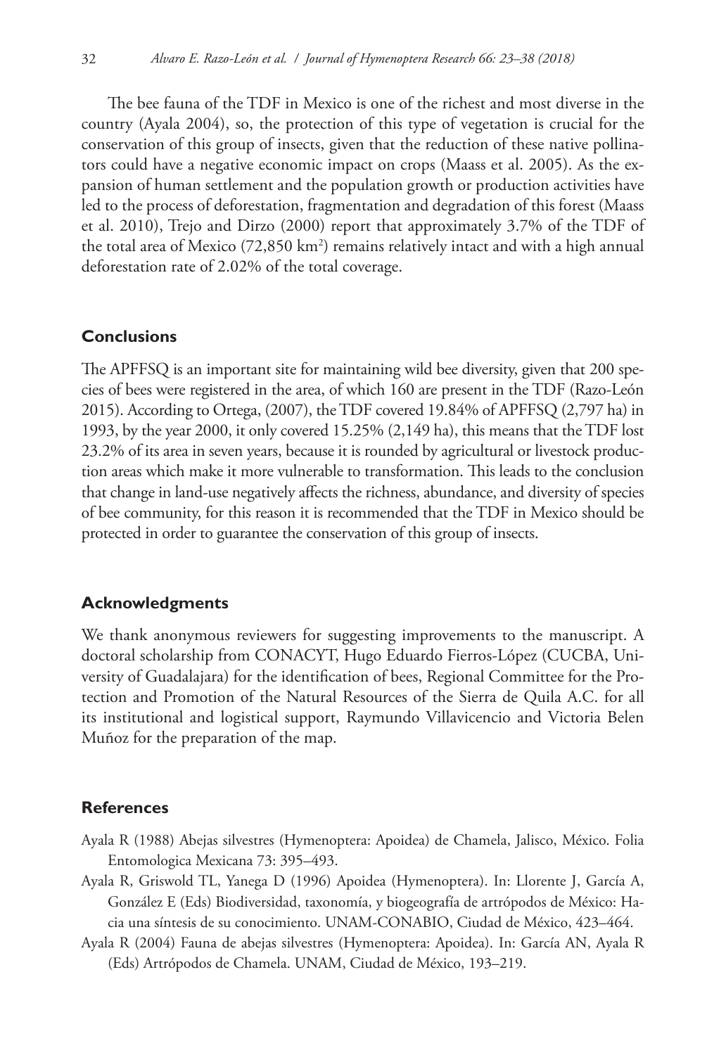The bee fauna of the TDF in Mexico is one of the richest and most diverse in the country (Ayala 2004), so, the protection of this type of vegetation is crucial for the conservation of this group of insects, given that the reduction of these native pollinators could have a negative economic impact on crops (Maass et al. 2005). As the expansion of human settlement and the population growth or production activities have led to the process of deforestation, fragmentation and degradation of this forest (Maass et al. 2010), Trejo and Dirzo (2000) report that approximately 3.7% of the TDF of the total area of Mexico (72,850 km$^2$) remains relatively intact and with a high annual deforestation rate of 2.02% of the total coverage.

## Conclusions

The APFFSQ is an important site for maintaining wild bee diversity, given that 200 species of bees were registered in the area, of which 160 are present in the TDF (Razo-León 2015). According to Ortega, (2007), the TDF covered 19.84% of APFFSQ (2,797 ha) in 1993, by the year 2000, it only covered 15.25% (2,149 ha), this means that the TDF lost 23.2% of its area in seven years, because it is rounded by agricultural or livestock production areas which make it more vulnerable to transformation. This leads to the conclusion that change in land-use negatively affects the richness, abundance, and diversity of species of bee community, for this reason it is recommended that the TDF in Mexico should be protected in order to guarantee the conservation of this group of insects.

## Acknowledgments

We thank anonymous reviewers for suggesting improvements to the manuscript. A doctoral scholarship from CONACYT, Hugo Eduardo Fierros-López (CUCBA, University of Guadalajara) for the identification of bees, Regional Committee for the Protection and Promotion of the Natural Resources of the Sierra de Quila A.C. for all its institutional and logistical support, Raymundo Villavicencio and Victoria Belen Muñoz for the preparation of the map.

## References

Ayala R (1988) Abejas silvestres (Hymenoptera: Apoidea) de Chamela, Jalisco, México. Folia Entomologica Mexicana 73: 395–493.

Ayala R, Griswold TL, Yanega D (1996) Apoidea (Hymenoptera). In: Llorente J, García A, González E (Eds) Biodiversidad, taxonomía, y biogeografía de artrópodos de México: Hacia una síntesis de su conocimiento. UNAM-CONABIO, Ciudad de México, 423–464.

Ayala R (2004) Fauna de abejas silvestres (Hymenoptera: Apoidea). In: García AN, Ayala R (Eds) Artrópodos de Chamela. UNAM, Ciudad de México, 193–219.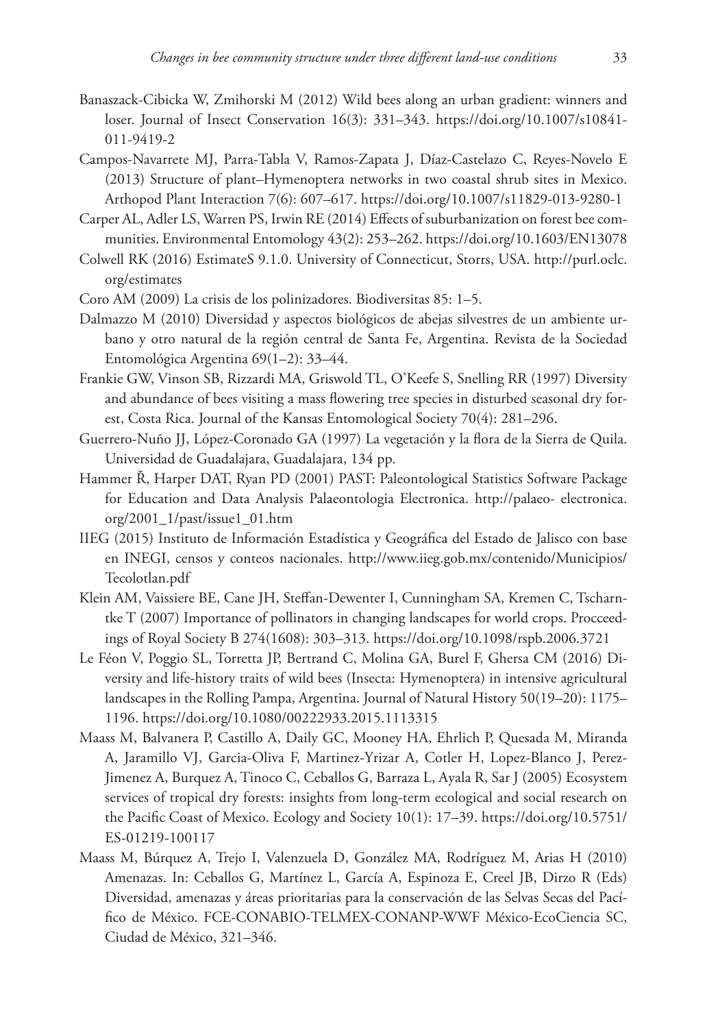Banaszack-Cibicka W, Zmihorski M (2012) Wild bees along an urban gradient: winners and loser. Journal of Insect Conservation 16(3): 331–343. https://doi.org/10.1007/s10841-011-9419-2

Campos-Navarrete MJ, Parra-Tabla V, Ramos-Zapata J, Díaz-Castelazo C, Reyes-Novelo E (2013) Structure of plant–Hymenoptera networks in two coastal shrub sites in Mexico. Arthopod Plant Interaction 7(6): 607–617. https://doi.org/10.1007/s11829-013-9280-1

Carper AL, Adler LS, Warren PS, Irwin RE (2014) Effects of suburbanization on forest bee communities. Environmental Entomology 43(2): 253–262. https://doi.org/10.1603/EN13078

Colwell RK (2016) EstimateS 9.1.0. University of Connecticut, Storrs, USA. http://purl.oclc.org/estimates

Coro AM (2009) La crisis de los polinizadores. Biodiversitas 85: 1–5.

Dalmazzo M (2010) Diversidad y aspectos biológicos de abejas silvestres de un ambiente urbano y otro natural de la región central de Santa Fe, Argentina. Revista de la Sociedad Entomológica Argentina 69(1–2): 33–44.

Frankie GW, Vinson SB, Rizzardi MA, Griswold TL, O'Keefe S, Snelling RR (1997) Diversity and abundance of bees visiting a mass flowering tree species in disturbed seasonal dry forest, Costa Rica. Journal of the Kansas Entomological Society 70(4): 281–296.

Guerrero-Nuño JJ, López-Coronado GA (1997) La vegetación y la flora de la Sierra de Quila. Universidad de Guadalajara, Guadalajara, 134 pp.

Hammer Ř, Harper DAT, Ryan PD (2001) PAST: Paleontological Statistics Software Package for Education and Data Analysis Palaeontologia Electronica. http://palaeo- electronica.org/2001_1/past/issue1_01.htm

IIEG (2015) Instituto de Información Estadística y Geográfica del Estado de Jalisco con base en INEGI, censos y conteos nacionales. http://www.iieg.gob.mx/contenido/Municipios/Tecolotlan.pdf

Klein AM, Vaissiere BE, Cane JH, Steffan-Dewenter I, Cunningham SA, Kremen C, Tscharntke T (2007) Importance of pollinators in changing landscapes for world crops. Procceedings of Royal Society B 274(1608): 303–313. https://doi.org/10.1098/rspb.2006.3721

Le Féon V, Poggio SL, Torretta JP, Bertrand C, Molina GA, Burel F, Ghersa CM (2016) Diversity and life-history traits of wild bees (Insecta: Hymenoptera) in intensive agricultural landscapes in the Rolling Pampa, Argentina. Journal of Natural History 50(19–20): 1175–1196. https://doi.org/10.1080/00222933.2015.1113315

Maass M, Balvanera P, Castillo A, Daily GC, Mooney HA, Ehrlich P, Quesada M, Miranda A, Jaramillo VJ, Garcia-Oliva F, Martinez-Yrizar A, Cotler H, Lopez-Blanco J, Perez-Jimenez A, Burquez A, Tinoco C, Ceballos G, Barraza L, Ayala R, Sar J (2005) Ecosystem services of tropical dry forests: insights from long-term ecological and social research on the Pacific Coast of Mexico. Ecology and Society 10(1): 17–39. https://doi.org/10.5751/ES-01219-100117

Maass M, Búrquez A, Trejo I, Valenzuela D, González MA, Rodríguez M, Arias H (2010) Amenazas. In: Ceballos G, Martínez L, García A, Espinoza E, Creel JB, Dirzo R (Eds) Diversidad, amenazas y áreas prioritarias para la conservación de las Selvas Secas del Pacífico de México. FCE-CONABIO-TELMEX-CONANP-WWF México-EcoCiencia SC, Ciudad de México, 321–346.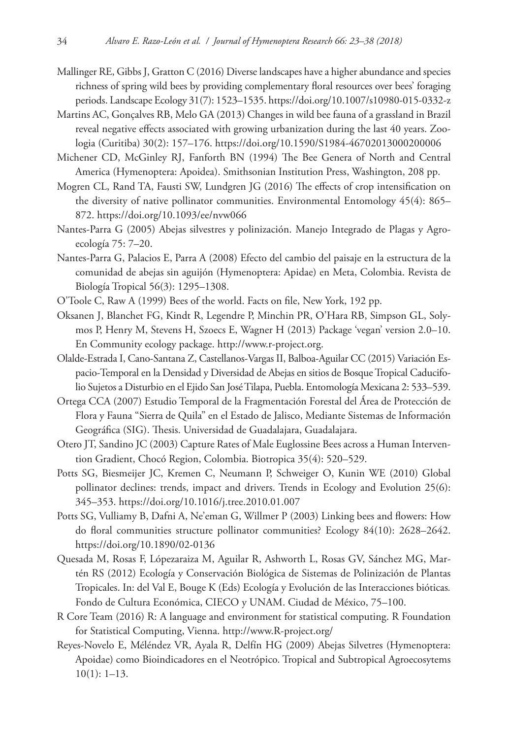Mallinger RE, Gibbs J, Gratton C (2016) Diverse landscapes have a higher abundance and species richness of spring wild bees by providing complementary floral resources over bees' foraging periods. Landscape Ecology 31(7): 1523–1535. https://doi.org/10.1007/s10980-015-0332-z

Martins AC, Gonçalves RB, Melo GA (2013) Changes in wild bee fauna of a grassland in Brazil reveal negative effects associated with growing urbanization during the last 40 years. Zoologia (Curitiba) 30(2): 157–176. https://doi.org/10.1590/S1984-46702013000200006

Michener CD, McGinley RJ, Fanforth BN (1994) The Bee Genera of North and Central America (Hymenoptera: Apoidea). Smithsonian Institution Press, Washington, 208 pp.

Mogren CL, Rand TA, Fausti SW, Lundgren JG (2016) The effects of crop intensification on the diversity of native pollinator communities. Environmental Entomology 45(4): 865–872. https://doi.org/10.1093/ee/nvw066

Nantes-Parra G (2005) Abejas silvestres y polinización. Manejo Integrado de Plagas y Agroecología 75: 7–20.

Nantes-Parra G, Palacios E, Parra A (2008) Efecto del cambio del paisaje en la estructura de la comunidad de abejas sin aguijón (Hymenoptera: Apidae) en Meta, Colombia. Revista de Biología Tropical 56(3): 1295–1308.

O'Toole C, Raw A (1999) Bees of the world. Facts on file, New York, 192 pp.

Oksanen J, Blanchet FG, Kindt R, Legendre P, Minchin PR, O'Hara RB, Simpson GL, Solymos P, Henry M, Stevens H, Szoecs E, Wagner H (2013) Package 'vegan' version 2.0–10. En Community ecology package. http://www.r-project.org.

Olalde-Estrada I, Cano-Santana Z, Castellanos-Vargas II, Balboa-Aguilar CC (2015) Variación Espacio-Temporal en la Densidad y Diversidad de Abejas en sitios de Bosque Tropical Caducifolio Sujetos a Disturbio en el Ejido San José Tilapa, Puebla. Entomología Mexicana 2: 533–539.

Ortega CCA (2007) Estudio Temporal de la Fragmentación Forestal del Área de Protección de Flora y Fauna "Sierra de Quila" en el Estado de Jalisco, Mediante Sistemas de Información Geográfica (SIG). Thesis. Universidad de Guadalajara, Guadalajara.

Otero JT, Sandino JC (2003) Capture Rates of Male Euglossine Bees across a Human Intervention Gradient, Chocó Region, Colombia. Biotropica 35(4): 520–529.

Potts SG, Biesmeijer JC, Kremen C, Neumann P, Schweiger O, Kunin WE (2010) Global pollinator declines: trends, impact and drivers. Trends in Ecology and Evolution 25(6): 345–353. https://doi.org/10.1016/j.tree.2010.01.007

Potts SG, Vulliamy B, Dafni A, Ne'eman G, Willmer P (2003) Linking bees and flowers: How do floral communities structure pollinator communities? Ecology 84(10): 2628–2642. https://doi.org/10.1890/02-0136

Quesada M, Rosas F, Lópezaraiza M, Aguilar R, Ashworth L, Rosas GV, Sánchez MG, Martén RS (2012) Ecología y Conservación Biológica de Sistemas de Polinización de Plantas Tropicales. In: del Val E, Bouge K (Eds) Ecología y Evolución de las Interacciones bióticas. Fondo de Cultura Económica, CIECO y UNAM. Ciudad de México, 75–100.

R Core Team (2016) R: A language and environment for statistical computing. R Foundation for Statistical Computing, Vienna. http://www.R-project.org/

Reyes-Novelo E, Méléndez VR, Ayala R, Delfín HG (2009) Abejas Silvetres (Hymenoptera: Apoidae) como Bioindicadores en el Neotrópico. Tropical and Subtropical Agroecosytems 10(1): 1–13.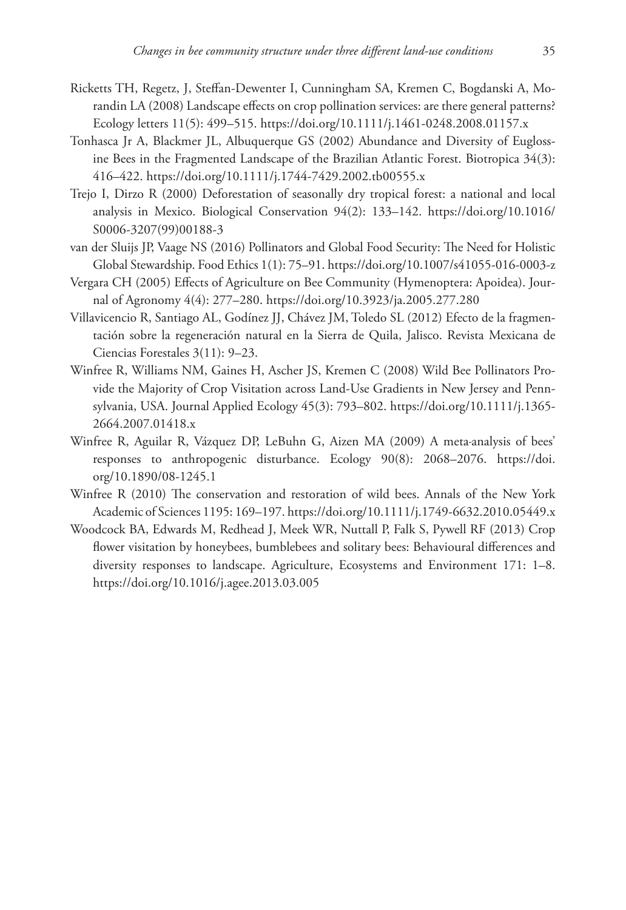Ricketts TH, Regetz, J, Steffan-Dewenter I, Cunningham SA, Kremen C, Bogdanski A, Morandin LA (2008) Landscape effects on crop pollination services: are there general patterns? Ecology letters 11(5): 499–515. https://doi.org/10.1111/j.1461-0248.2008.01157.x

Tonhasca Jr A, Blackmer JL, Albuquerque GS (2002) Abundance and Diversity of Euglossine Bees in the Fragmented Landscape of the Brazilian Atlantic Forest. Biotropica 34(3): 416–422. https://doi.org/10.1111/j.1744-7429.2002.tb00555.x

Trejo I, Dirzo R (2000) Deforestation of seasonally dry tropical forest: a national and local analysis in Mexico. Biological Conservation 94(2): 133–142. https://doi.org/10.1016/S0006-3207(99)00188-3

van der Sluijs JP, Vaage NS (2016) Pollinators and Global Food Security: The Need for Holistic Global Stewardship. Food Ethics 1(1): 75–91. https://doi.org/10.1007/s41055-016-0003-z

Vergara CH (2005) Effects of Agriculture on Bee Community (Hymenoptera: Apoidea). Journal of Agronomy 4(4): 277–280. https://doi.org/10.3923/ja.2005.277.280

Villavicencio R, Santiago AL, Godínez JJ, Chávez JM, Toledo SL (2012) Efecto de la fragmentación sobre la regeneración natural en la Sierra de Quila, Jalisco. Revista Mexicana de Ciencias Forestales 3(11): 9–23.

Winfree R, Williams NM, Gaines H, Ascher JS, Kremen C (2008) Wild Bee Pollinators Provide the Majority of Crop Visitation across Land-Use Gradients in New Jersey and Pennsylvania, USA. Journal Applied Ecology 45(3): 793–802. https://doi.org/10.1111/j.1365-2664.2007.01418.x

Winfree R, Aguilar R, Vázquez DP, LeBuhn G, Aizen MA (2009) A meta-analysis of bees' responses to anthropogenic disturbance. Ecology 90(8): 2068–2076. https://doi.org/10.1890/08-1245.1

Winfree R (2010) The conservation and restoration of wild bees. Annals of the New York Academic of Sciences 1195: 169–197. https://doi.org/10.1111/j.1749-6632.2010.05449.x

Woodcock BA, Edwards M, Redhead J, Meek WR, Nuttall P, Falk S, Pywell RF (2013) Crop flower visitation by honeybees, bumblebees and solitary bees: Behavioural differences and diversity responses to landscape. Agriculture, Ecosystems and Environment 171: 1–8. https://doi.org/10.1016/j.agee.2013.03.005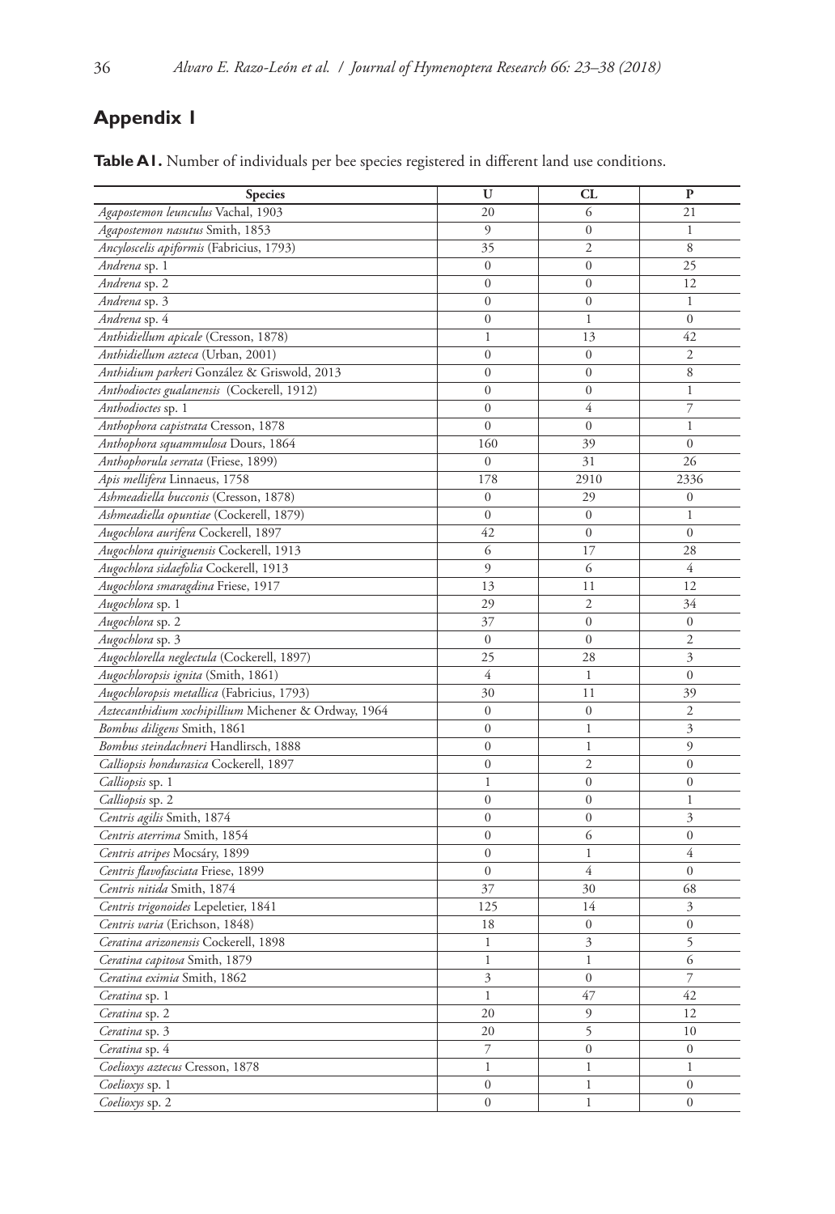# Appendix 1

**Table A1.** Number of individuals per bee species registered in different land use conditions.

| Species | U | CL | P |
|---|---|---|---|
| *Agapostemon leunculus* Vachal, 1903 | 20 | 6 | 21 |
| *Agapostemon nasutus* Smith, 1853 | 9 | 0 | 1 |
| *Ancyloscelis apiformis* (Fabricius, 1793) | 35 | 2 | 8 |
| *Andrena* sp. 1 | 0 | 0 | 25 |
| *Andrena* sp. 2 | 0 | 0 | 12 |
| *Andrena* sp. 3 | 0 | 0 | 1 |
| *Andrena* sp. 4 | 0 | 1 | 0 |
| *Anthidiellum apicale* (Cresson, 1878) | 1 | 13 | 42 |
| *Anthidiellum azteca* (Urban, 2001) | 0 | 0 | 2 |
| *Anthidium parkeri* González & Griswold, 2013 | 0 | 0 | 8 |
| *Anthodioctes gualanensis* (Cockerell, 1912) | 0 | 0 | 1 |
| *Anthodioctes* sp. 1 | 0 | 4 | 7 |
| *Anthophora capistrata* Cresson, 1878 | 0 | 0 | 1 |
| *Anthophora squammulosa* Dours, 1864 | 160 | 39 | 0 |
| *Anthophorula serrata* (Friese, 1899) | 0 | 31 | 26 |
| *Apis mellifera* Linnaeus, 1758 | 178 | 2910 | 2336 |
| *Ashmeadiella bucconis* (Cresson, 1878) | 0 | 29 | 0 |
| *Ashmeadiella opuntiae* (Cockerell, 1879) | 0 | 0 | 1 |
| *Augochlora aurifera* Cockerell, 1897 | 42 | 0 | 0 |
| *Augochlora quiriguensis* Cockerell, 1913 | 6 | 17 | 28 |
| *Augochlora sidaefolia* Cockerell, 1913 | 9 | 6 | 4 |
| *Augochlora smaragdina* Friese, 1917 | 13 | 11 | 12 |
| *Augochlora* sp. 1 | 29 | 2 | 34 |
| *Augochlora* sp. 2 | 37 | 0 | 0 |
| *Augochlora* sp. 3 | 0 | 0 | 2 |
| *Augochlorella neglectula* (Cockerell, 1897) | 25 | 28 | 3 |
| *Augochloropsis ignita* (Smith, 1861) | 4 | 1 | 0 |
| *Augochloropsis metallica* (Fabricius, 1793) | 30 | 11 | 39 |
| *Aztecanthidium xochipillium* Michener & Ordway, 1964 | 0 | 0 | 2 |
| *Bombus diligens* Smith, 1861 | 0 | 1 | 3 |
| *Bombus steindachneri* Handlirsch, 1888 | 0 | 1 | 9 |
| *Calliopsis hondurasica* Cockerell, 1897 | 0 | 2 | 0 |
| *Calliopsis* sp. 1 | 1 | 0 | 0 |
| *Calliopsis* sp. 2 | 0 | 0 | 1 |
| *Centris agilis* Smith, 1874 | 0 | 0 | 3 |
| *Centris aterrima* Smith, 1854 | 0 | 6 | 0 |
| *Centris atripes* Mocsáry, 1899 | 0 | 1 | 4 |
| *Centris flavofasciata* Friese, 1899 | 0 | 4 | 0 |
| *Centris nitida* Smith, 1874 | 37 | 30 | 68 |
| *Centris trigonoides* Lepeletier, 1841 | 125 | 14 | 3 |
| *Centris varia* (Erichson, 1848) | 18 | 0 | 0 |
| *Ceratina arizonensis* Cockerell, 1898 | 1 | 3 | 5 |
| *Ceratina capitosa* Smith, 1879 | 1 | 1 | 6 |
| *Ceratina eximia* Smith, 1862 | 3 | 0 | 7 |
| *Ceratina* sp. 1 | 1 | 47 | 42 |
| *Ceratina* sp. 2 | 20 | 9 | 12 |
| *Ceratina* sp. 3 | 20 | 5 | 10 |
| *Ceratina* sp. 4 | 7 | 0 | 0 |
| *Coelioxys aztecus* Cresson, 1878 | 1 | 1 | 1 |
| *Coelioxys* sp. 1 | 0 | 1 | 0 |
| *Coelioxys* sp. 2 | 0 | 1 | 0 |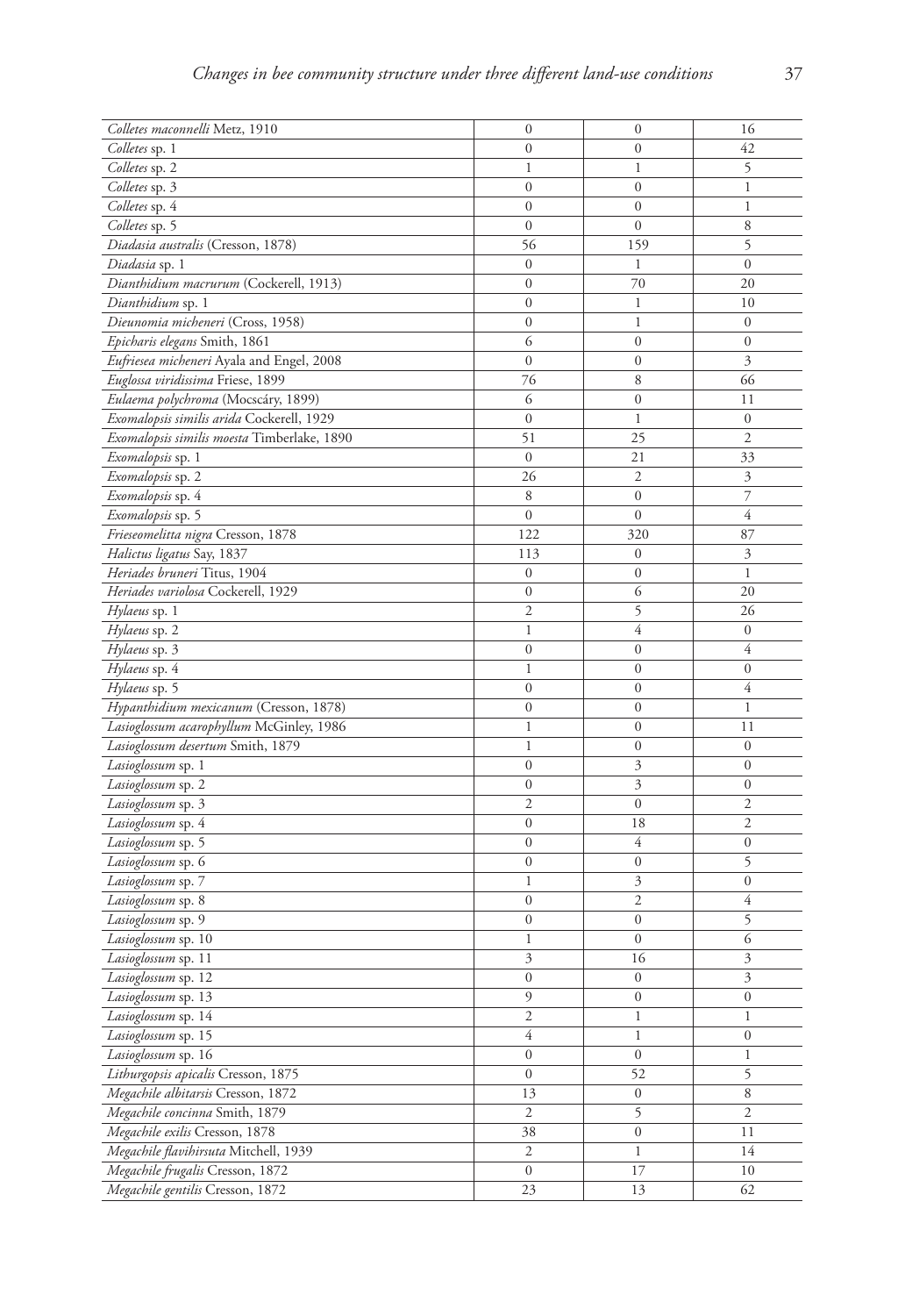| | | | |
|---|---|---|---|
| *Colletes maconnelli* Metz, 1910 | 0 | 0 | 16 |
| *Colletes* sp. 1 | 0 | 0 | 42 |
| *Colletes* sp. 2 | 1 | 1 | 5 |
| *Colletes* sp. 3 | 0 | 0 | 1 |
| *Colletes* sp. 4 | 0 | 0 | 1 |
| *Colletes* sp. 5 | 0 | 0 | 8 |
| *Diadasia australis* (Cresson, 1878) | 56 | 159 | 5 |
| *Diadasia* sp. 1 | 0 | 1 | 0 |
| *Dianthidium macrurum* (Cockerell, 1913) | 0 | 70 | 20 |
| *Dianthidium* sp. 1 | 0 | 1 | 10 |
| *Dieunomia micheneri* (Cross, 1958) | 0 | 1 | 0 |
| *Epicharis elegans* Smith, 1861 | 6 | 0 | 0 |
| *Eufriesea micheneri* Ayala and Engel, 2008 | 0 | 0 | 3 |
| *Euglossa viridissima* Friese, 1899 | 76 | 8 | 66 |
| *Eulaema polychroma* (Mocsáry, 1899) | 6 | 0 | 11 |
| *Exomalopsis similis arida* Cockerell, 1929 | 0 | 1 | 0 |
| *Exomalopsis similis moesta* Timberlake, 1890 | 51 | 25 | 2 |
| *Exomalopsis* sp. 1 | 0 | 21 | 33 |
| *Exomalopsis* sp. 2 | 26 | 2 | 3 |
| *Exomalopsis* sp. 4 | 8 | 0 | 7 |
| *Exomalopsis* sp. 5 | 0 | 0 | 4 |
| *Frieseomelitta nigra* Cresson, 1878 | 122 | 320 | 87 |
| *Halictus ligatus* Say, 1837 | 113 | 0 | 3 |
| *Heriades bruneri* Titus, 1904 | 0 | 0 | 1 |
| *Heriades variolosa* Cockerell, 1929 | 0 | 6 | 20 |
| *Hylaeus* sp. 1 | 2 | 5 | 26 |
| *Hylaeus* sp. 2 | 1 | 4 | 0 |
| *Hylaeus* sp. 3 | 0 | 0 | 4 |
| *Hylaeus* sp. 4 | 1 | 0 | 0 |
| *Hylaeus* sp. 5 | 0 | 0 | 4 |
| *Hypanthidium mexicanum* (Cresson, 1878) | 0 | 0 | 1 |
| *Lasioglossum acarophyllum* McGinley, 1986 | 1 | 0 | 11 |
| *Lasioglossum desertum* Smith, 1879 | 1 | 0 | 0 |
| *Lasioglossum* sp. 1 | 0 | 3 | 0 |
| *Lasioglossum* sp. 2 | 0 | 3 | 0 |
| *Lasioglossum* sp. 3 | 2 | 0 | 2 |
| *Lasioglossum* sp. 4 | 0 | 18 | 2 |
| *Lasioglossum* sp. 5 | 0 | 4 | 0 |
| *Lasioglossum* sp. 6 | 0 | 0 | 5 |
| *Lasioglossum* sp. 7 | 1 | 3 | 0 |
| *Lasioglossum* sp. 8 | 0 | 2 | 4 |
| *Lasioglossum* sp. 9 | 0 | 0 | 5 |
| *Lasioglossum* sp. 10 | 1 | 0 | 6 |
| *Lasioglossum* sp. 11 | 3 | 16 | 3 |
| *Lasioglossum* sp. 12 | 0 | 0 | 3 |
| *Lasioglossum* sp. 13 | 9 | 0 | 0 |
| *Lasioglossum* sp. 14 | 2 | 1 | 1 |
| *Lasioglossum* sp. 15 | 4 | 1 | 0 |
| *Lasioglossum* sp. 16 | 0 | 0 | 1 |
| *Lithurgopsis apicalis* Cresson, 1875 | 0 | 52 | 5 |
| *Megachile albitarsis* Cresson, 1872 | 13 | 0 | 8 |
| *Megachile concinna* Smith, 1879 | 2 | 5 | 2 |
| *Megachile exilis* Cresson, 1878 | 38 | 0 | 11 |
| *Megachile flavihirsuta* Mitchell, 1939 | 2 | 1 | 14 |
| *Megachile frugalis* Cresson, 1872 | 0 | 17 | 10 |
| *Megachile gentilis* Cresson, 1872 | 23 | 13 | 62 |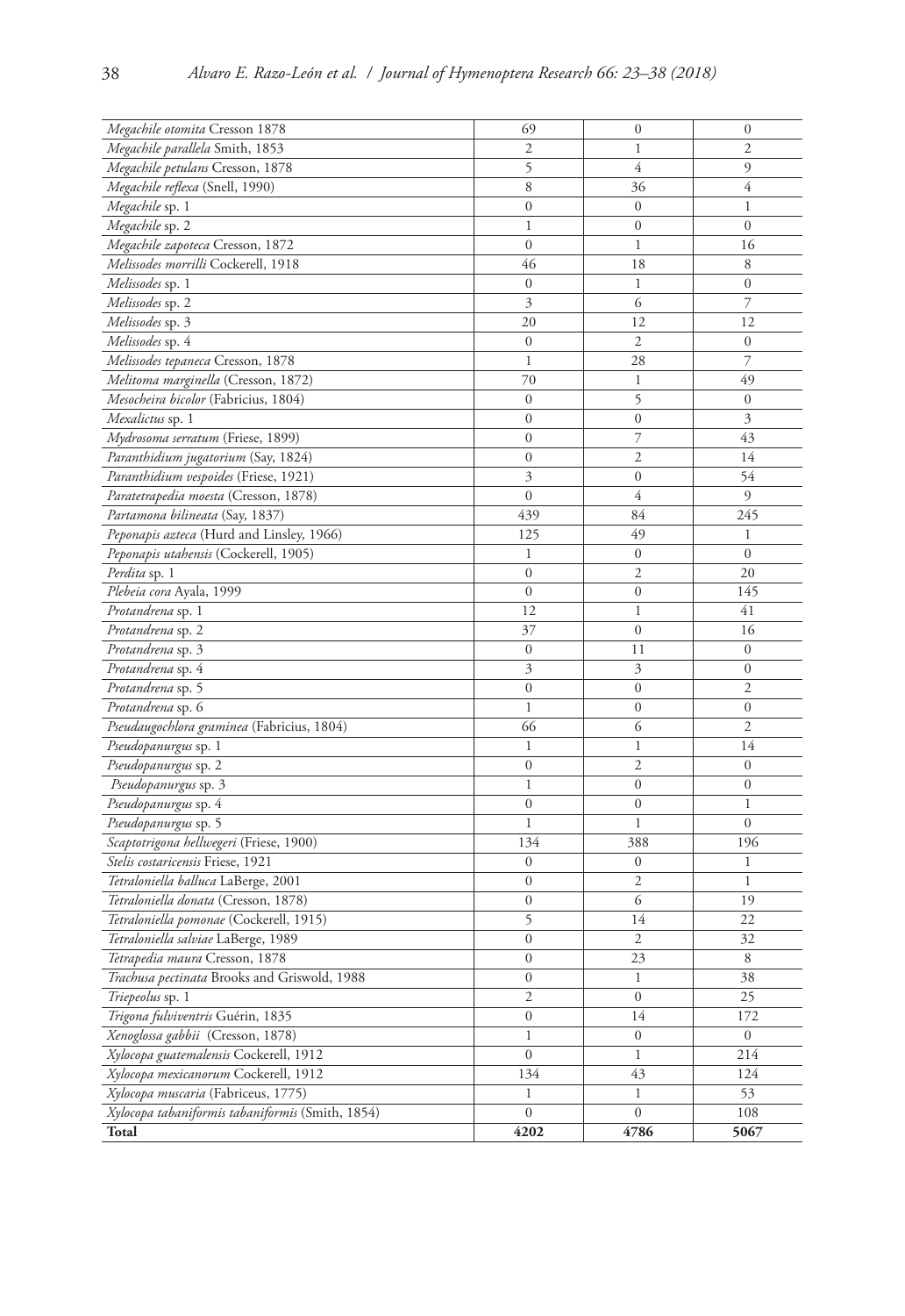| | | | |
|---|---|---|---|
| *Megachile otomita* Cresson 1878 | 69 | 0 | 0 |
| *Megachile parallela* Smith, 1853 | 2 | 1 | 2 |
| *Megachile petulans* Cresson, 1878 | 5 | 4 | 9 |
| *Megachile reflexa* (Snell, 1990) | 8 | 36 | 4 |
| *Megachile* sp. 1 | 0 | 0 | 1 |
| *Megachile* sp. 2 | 1 | 0 | 0 |
| *Megachile zapoteca* Cresson, 1872 | 0 | 1 | 16 |
| *Melissodes morrilli* Cockerell, 1918 | 46 | 18 | 8 |
| *Melissodes* sp. 1 | 0 | 1 | 0 |
| *Melissodes* sp. 2 | 3 | 6 | 7 |
| *Melissodes* sp. 3 | 20 | 12 | 12 |
| *Melissodes* sp. 4 | 0 | 2 | 0 |
| *Melissodes tepaneca* Cresson, 1878 | 1 | 28 | 7 |
| *Melitoma marginella* (Cresson, 1872) | 70 | 1 | 49 |
| *Mesocheira bicolor* (Fabricius, 1804) | 0 | 5 | 0 |
| *Mexalictus* sp. 1 | 0 | 0 | 3 |
| *Mydrosoma serratum* (Friese, 1899) | 0 | 7 | 43 |
| *Paranthidium jugatorium* (Say, 1824) | 0 | 2 | 14 |
| *Paranthidium vespoides* (Friese, 1921) | 3 | 0 | 54 |
| *Paratetrapedia moesta* (Cresson, 1878) | 0 | 4 | 9 |
| *Partamona bilineata* (Say, 1837) | 439 | 84 | 245 |
| *Peponapis azteca* (Hurd and Linsley, 1966) | 125 | 49 | 1 |
| *Peponapis utahensis* (Cockerell, 1905) | 1 | 0 | 0 |
| *Perdita* sp. 1 | 0 | 2 | 20 |
| *Plebeia cora* Ayala, 1999 | 0 | 0 | 145 |
| *Protandrena* sp. 1 | 12 | 1 | 41 |
| *Protandrena* sp. 2 | 37 | 0 | 16 |
| *Protandrena* sp. 3 | 0 | 11 | 0 |
| *Protandrena* sp. 4 | 3 | 3 | 0 |
| *Protandrena* sp. 5 | 0 | 0 | 2 |
| *Protandrena* sp. 6 | 1 | 0 | 0 |
| *Pseudaugochlora graminea* (Fabricius, 1804) | 66 | 6 | 2 |
| *Pseudopanurgus* sp. 1 | 1 | 1 | 14 |
| *Pseudopanurgus* sp. 2 | 0 | 2 | 0 |
| *Pseudopanurgus* sp. 3 | 1 | 0 | 0 |
| *Pseudopanurgus* sp. 4 | 0 | 0 | 1 |
| *Pseudopanurgus* sp. 5 | 1 | 1 | 0 |
| *Scaptotrigona hellwegeri* (Friese, 1900) | 134 | 388 | 196 |
| *Stelis costaricensis* Friese, 1921 | 0 | 0 | 1 |
| *Tetraloniella balluca* LaBerge, 2001 | 0 | 2 | 1 |
| *Tetraloniella donata* (Cresson, 1878) | 0 | 6 | 19 |
| *Tetraloniella pomonae* (Cockerell, 1915) | 5 | 14 | 22 |
| *Tetraloniella salviae* LaBerge, 1989 | 0 | 2 | 32 |
| *Tetrapedia maura* Cresson, 1878 | 0 | 23 | 8 |
| *Trachusa pectinata* Brooks and Griswold, 1988 | 0 | 1 | 38 |
| *Triepeolus* sp. 1 | 2 | 0 | 25 |
| *Trigona fulviventris* Guérin, 1835 | 0 | 14 | 172 |
| *Xenoglossa gabbii* (Cresson, 1878) | 1 | 0 | 0 |
| *Xylocopa guatemalensis* Cockerell, 1912 | 0 | 1 | 214 |
| *Xylocopa mexicanorum* Cockerell, 1912 | 134 | 43 | 124 |
| *Xylocopa muscaria* (Fabriceus, 1775) | 1 | 1 | 53 |
| *Xylocopa tabaniformis tabaniformis* (Smith, 1854) | 0 | 0 | 108 |
| **Total** | **4202** | **4786** | **5067** |